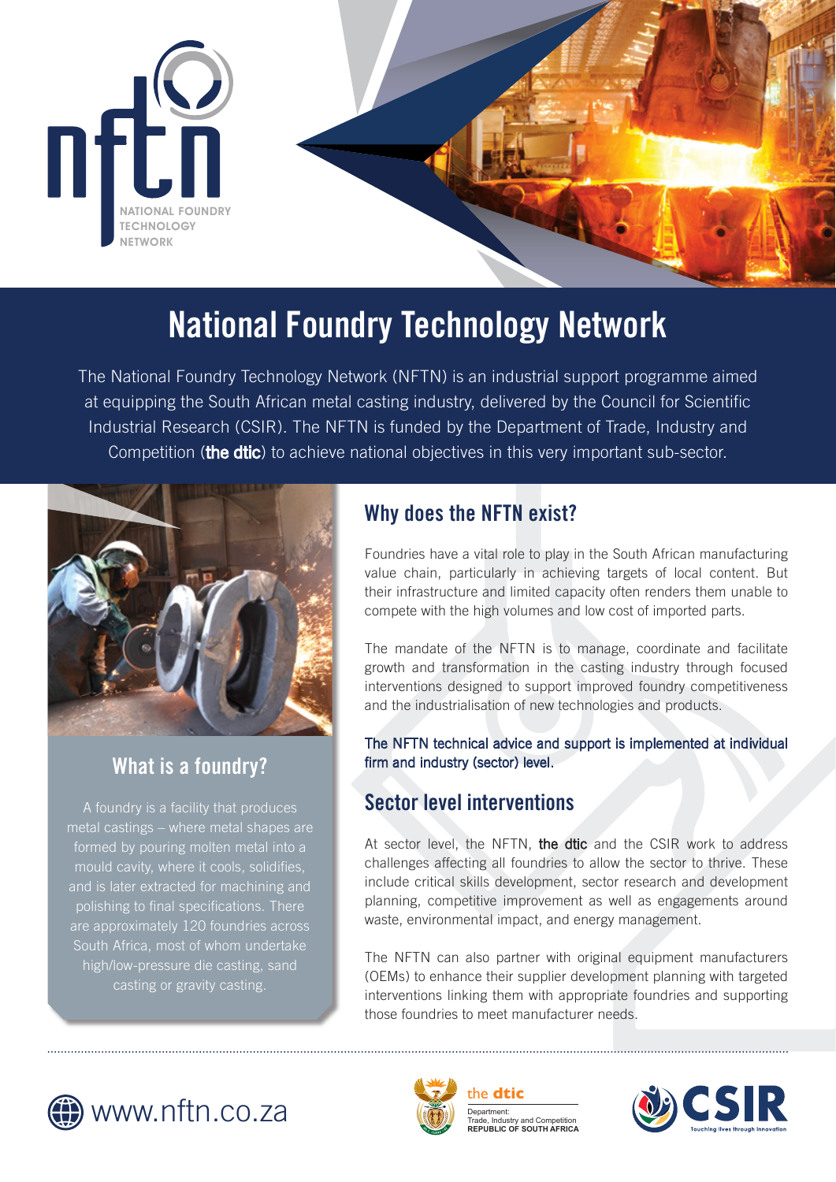NATIONAL FOUNDRY TECHNOLOGY NETWORK

# National Foundry Technology Network

The National Foundry Technology Network (NFTN) is an industrial support programme aimed at equipping the South African metal casting industry, delivered by the Council for Scientific Industrial Research (CSIR). The NFTN is funded by the Department of Trade, Industry and Competition (**the dtic**) to achieve national objectives in this very important sub-sector.

## What is a foundry?

A foundry is a facility that produces metal castings – where metal shapes are formed by pouring molten metal into a mould cavity, where it cools, solidifies, and is later extracted for machining and polishing to final specifications. There are approximately 120 foundries across South Africa, most of whom undertake high/low-pressure die casting, sand casting or gravity casting.

## Why does the NFTN exist?

Foundries have a vital role to play in the South African manufacturing value chain, particularly in achieving targets of local content. But their infrastructure and limited capacity often renders them unable to compete with the high volumes and low cost of imported parts.

The mandate of the NFTN is to manage, coordinate and facilitate growth and transformation in the casting industry through focused interventions designed to support improved foundry competitiveness and the industrialisation of new technologies and products.

The NFTN technical advice and support is implemented at individual firm and industry (sector) level.

## Sector level interventions

At sector level, the NFTN, **the dtic** and the CSIR work to address challenges affecting all foundries to allow the sector to thrive. These include critical skills development, sector research and development planning, competitive improvement as well as engagements around waste, environmental impact, and energy management.

The NFTN can also partner with original equipment manufacturers (OEMs) to enhance their supplier development planning with targeted interventions linking them with appropriate foundries and supporting those foundries to meet manufacturer needs.

www.nftn.co.za

the dtic
Department:
Trade, Industry and Competition
REPUBLIC OF SOUTH AFRICA

CSIR
Touching lives through innovation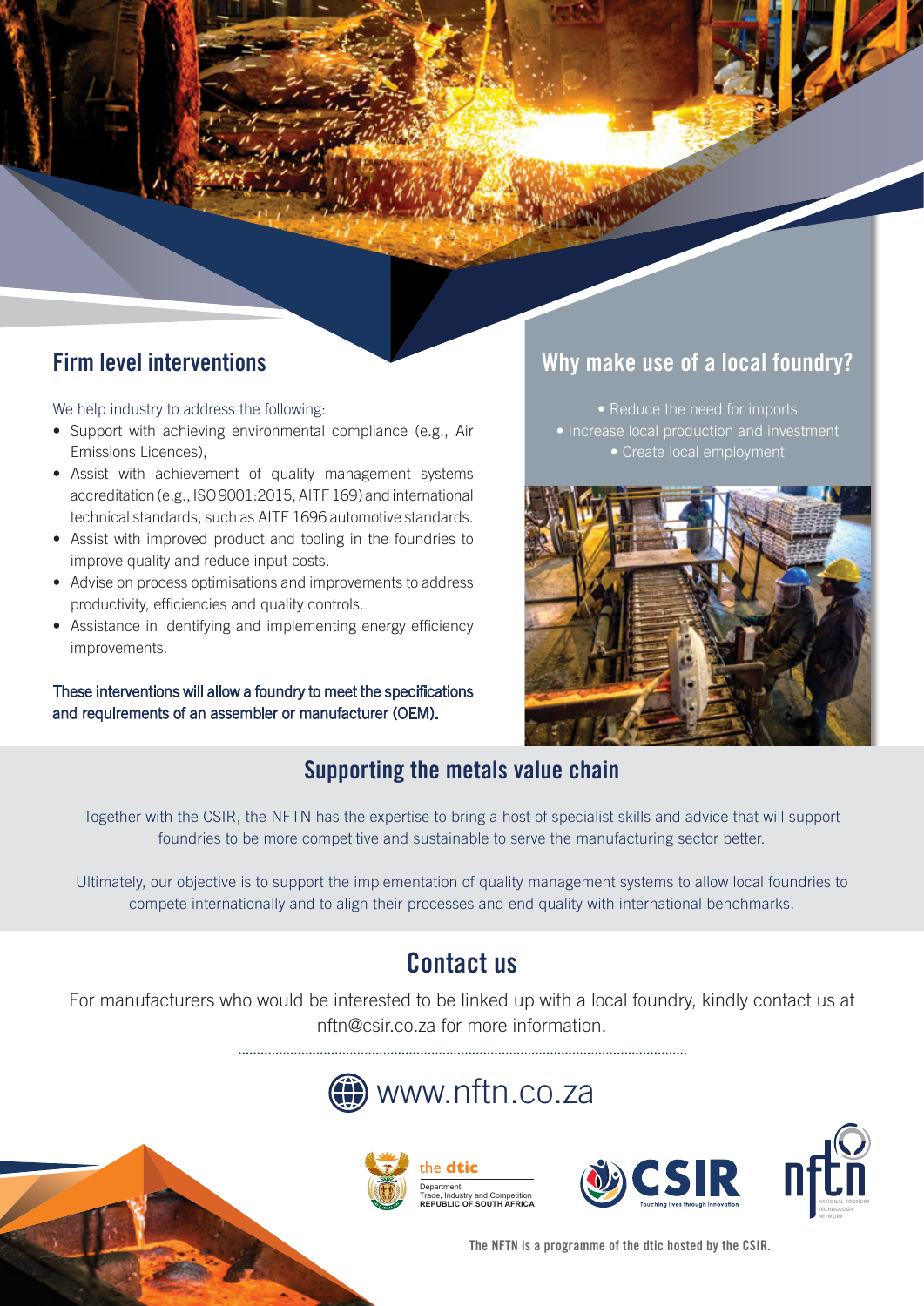## Firm level interventions

We help industry to address the following:

- Support with achieving environmental compliance (e.g., Air Emissions Licences),
- Assist with achievement of quality management systems accreditation (e.g., ISO 9001:2015, AITF 169) and international technical standards, such as AITF 1696 automotive standards.
- Assist with improved product and tooling in the foundries to improve quality and reduce input costs.
- Advise on process optimisations and improvements to address productivity, efficiencies and quality controls.
- Assistance in identifying and implementing energy efficiency improvements.

These interventions will allow a foundry to meet the specifications and requirements of an assembler or manufacturer (OEM).

## Why make use of a local foundry?

- Reduce the need for imports
- Increase local production and investment
- Create local employment

## Supporting the metals value chain

Together with the CSIR, the NFTN has the expertise to bring a host of specialist skills and advice that will support foundries to be more competitive and sustainable to serve the manufacturing sector better.

Ultimately, our objective is to support the implementation of quality management systems to allow local foundries to compete internationally and to align their processes and end quality with international benchmarks.

## Contact us

For manufacturers who would be interested to be linked up with a local foundry, kindly contact us at nftn@csir.co.za for more information.

www.nftn.co.za

the dtic
Department: Trade, Industry and Competition
REPUBLIC OF SOUTH AFRICA

CSIR
Touching lives through innovation

nftn
NATIONAL FOUNDRY TECHNOLOGY NETWORK

The NFTN is a programme of the dtic hosted by the CSIR.